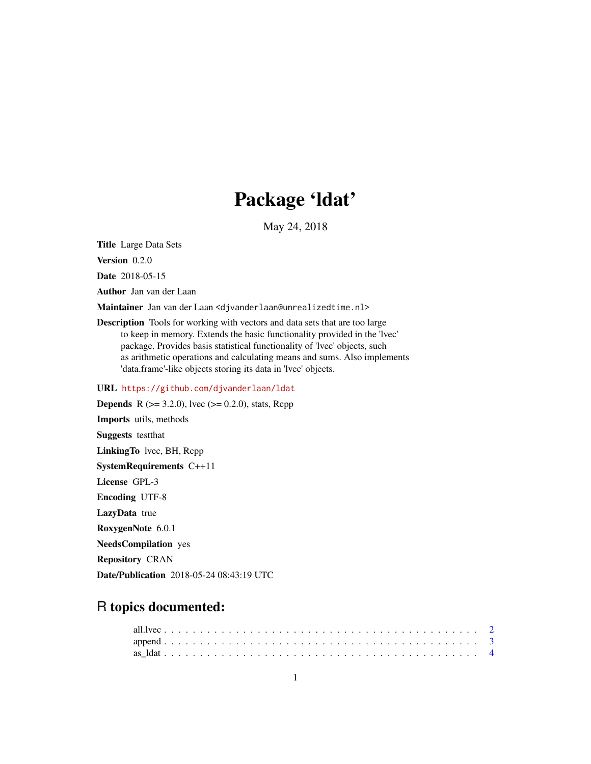# Package 'ldat'

May 24, 2018

**Title** Large Data Sets

**Version** 0.2.0

**Date** 2018-05-15

**Author** Jan van der Laan

**Maintainer** Jan van der Laan <djvanderlaan@unrealizedtime.nl>

**Description** Tools for working with vectors and data sets that are too large to keep in memory. Extends the basic functionality provided in the 'lvec' package. Provides basis statistical functionality of 'lvec' objects, such as arithmetic operations and calculating means and sums. Also implements 'data.frame'-like objects storing its data in 'lvec' objects.

**URL** https://github.com/djvanderlaan/ldat

**Depends** R (>= 3.2.0), lvec (>= 0.2.0), stats, Rcpp

**Imports** utils, methods

**Suggests** testthat

**LinkingTo** lvec, BH, Rcpp

**SystemRequirements** C++11

**License** GPL-3

**Encoding** UTF-8

**LazyData** true

**RoxygenNote** 6.0.1

**NeedsCompilation** yes

**Repository** CRAN

**Date/Publication** 2018-05-24 08:43:19 UTC

## R topics documented:

all.lvec . . . . . . . . . . . . . . . . . . . . . . . . . . . . . . . . . . . . . . . . 2
append . . . . . . . . . . . . . . . . . . . . . . . . . . . . . . . . . . . . . . . . 3
as_ldat . . . . . . . . . . . . . . . . . . . . . . . . . . . . . . . . . . . . . . . . 4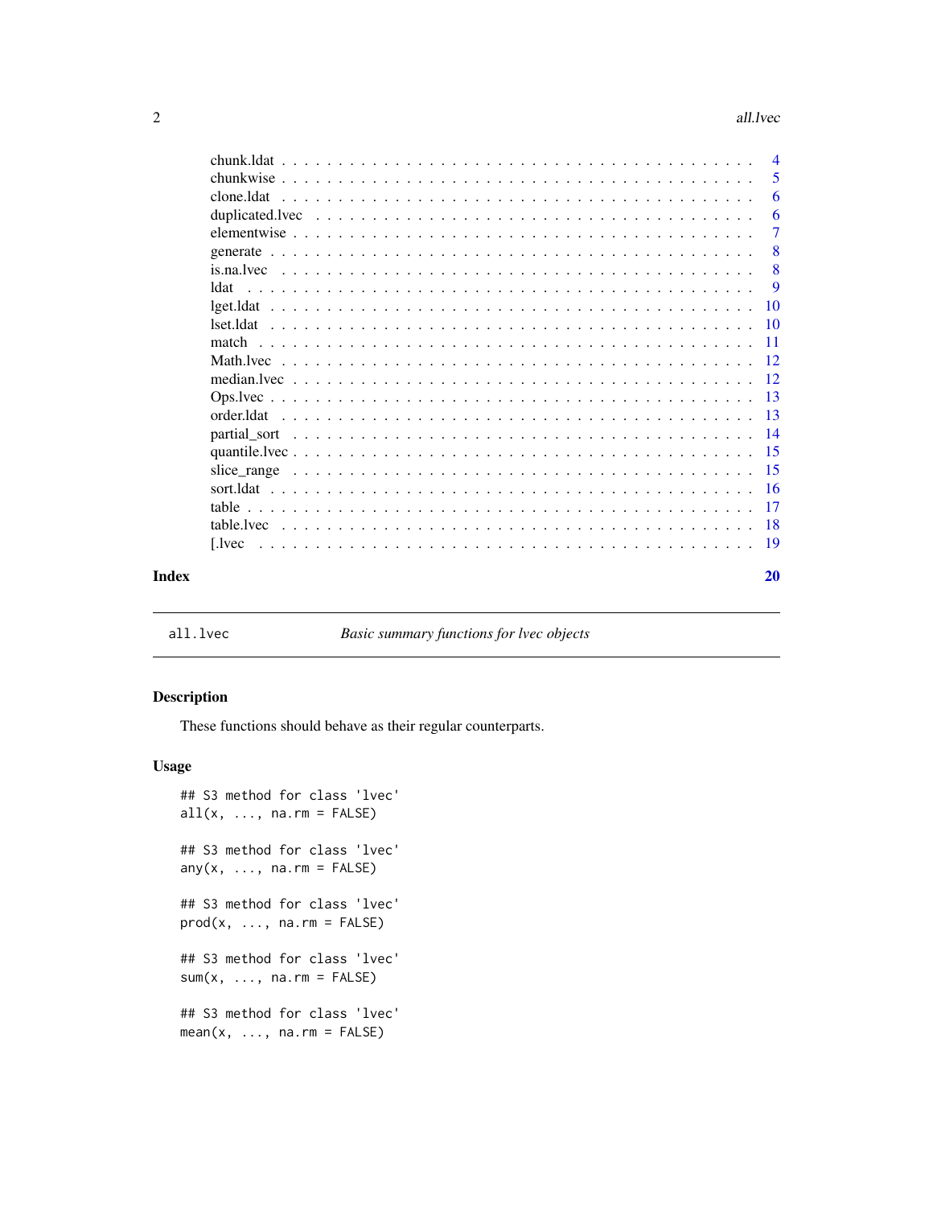chunk.ldat . . . . . . . . . . . . . . . . . . . . . . . . . . . . . . . . . . . . . . . . 4
chunkwise . . . . . . . . . . . . . . . . . . . . . . . . . . . . . . . . . . . . . . . . 5
clone.ldat . . . . . . . . . . . . . . . . . . . . . . . . . . . . . . . . . . . . . . . . 6
duplicated.lvec . . . . . . . . . . . . . . . . . . . . . . . . . . . . . . . . . . . . . 6
elementwise . . . . . . . . . . . . . . . . . . . . . . . . . . . . . . . . . . . . . . . 7
generate . . . . . . . . . . . . . . . . . . . . . . . . . . . . . . . . . . . . . . . . . 8
is.na.lvec . . . . . . . . . . . . . . . . . . . . . . . . . . . . . . . . . . . . . . . . 8
ldat . . . . . . . . . . . . . . . . . . . . . . . . . . . . . . . . . . . . . . . . . . . 9
lget.ldat . . . . . . . . . . . . . . . . . . . . . . . . . . . . . . . . . . . . . . . . 10
lset.ldat . . . . . . . . . . . . . . . . . . . . . . . . . . . . . . . . . . . . . . . . 10
match . . . . . . . . . . . . . . . . . . . . . . . . . . . . . . . . . . . . . . . . . . 11
Math.lvec . . . . . . . . . . . . . . . . . . . . . . . . . . . . . . . . . . . . . . . . 12
median.lvec . . . . . . . . . . . . . . . . . . . . . . . . . . . . . . . . . . . . . . . 12
Ops.lvec . . . . . . . . . . . . . . . . . . . . . . . . . . . . . . . . . . . . . . . . . 13
order.ldat . . . . . . . . . . . . . . . . . . . . . . . . . . . . . . . . . . . . . . . . 13
partial_sort . . . . . . . . . . . . . . . . . . . . . . . . . . . . . . . . . . . . . . . 14
quantile.lvec . . . . . . . . . . . . . . . . . . . . . . . . . . . . . . . . . . . . . . 15
slice_range . . . . . . . . . . . . . . . . . . . . . . . . . . . . . . . . . . . . . . . 15
sort.ldat . . . . . . . . . . . . . . . . . . . . . . . . . . . . . . . . . . . . . . . . . 16
table . . . . . . . . . . . . . . . . . . . . . . . . . . . . . . . . . . . . . . . . . . . 17
table.lvec . . . . . . . . . . . . . . . . . . . . . . . . . . . . . . . . . . . . . . . . 18
[.lvec . . . . . . . . . . . . . . . . . . . . . . . . . . . . . . . . . . . . . . . . . . 19

**Index** **20**

---

`all.lvec` *Basic summary functions for lvec objects*

---

## Description

These functions should behave as their regular counterparts.

## Usage

```
## S3 method for class 'lvec'
all(x, ..., na.rm = FALSE)

## S3 method for class 'lvec'
any(x, ..., na.rm = FALSE)

## S3 method for class 'lvec'
prod(x, ..., na.rm = FALSE)

## S3 method for class 'lvec'
sum(x, ..., na.rm = FALSE)

## S3 method for class 'lvec'
mean(x, ..., na.rm = FALSE)
```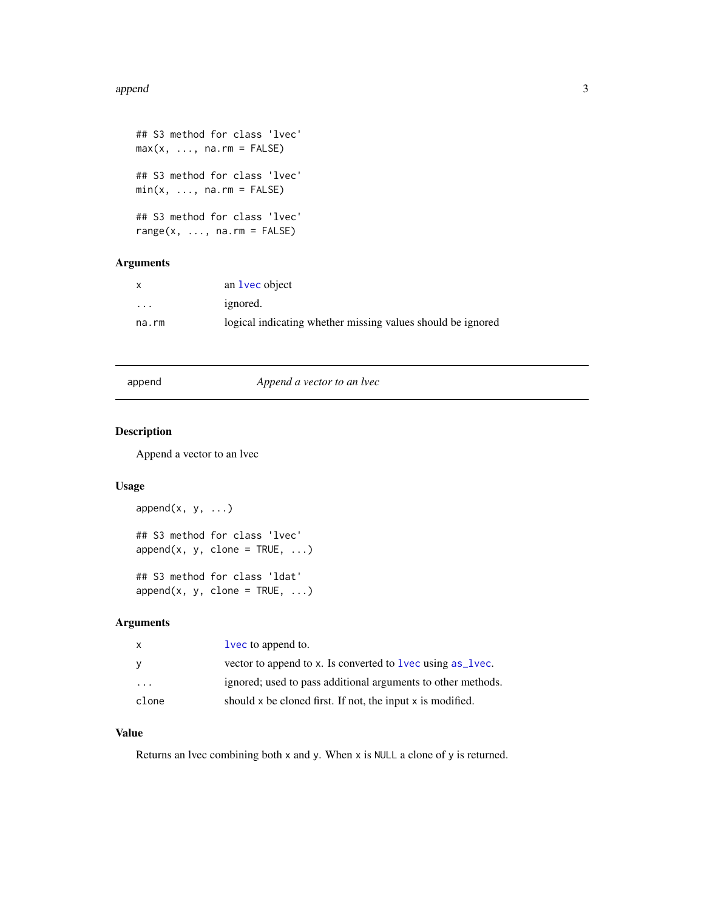```
## S3 method for class 'lvec'
max(x, ..., na.rm = FALSE)

## S3 method for class 'lvec'
min(x, ..., na.rm = FALSE)

## S3 method for class 'lvec'
range(x, ..., na.rm = FALSE)
```

### Arguments

| | |
|---|---|
| `x` | an `lvec` object |
| `...` | ignored. |
| `na.rm` | logical indicating whether missing values should be ignored |

---

## append — *Append a vector to an lvec*

---

### Description

Append a vector to an lvec

### Usage

```
append(x, y, ...)

## S3 method for class 'lvec'
append(x, y, clone = TRUE, ...)

## S3 method for class 'ldat'
append(x, y, clone = TRUE, ...)
```

### Arguments

| | |
|---|---|
| `x` | `lvec` to append to. |
| `y` | vector to append to `x`. Is converted to `lvec` using `as_lvec`. |
| `...` | ignored; used to pass additional arguments to other methods. |
| `clone` | should `x` be cloned first. If not, the input `x` is modified. |

### Value

Returns an lvec combining both `x` and `y`. When `x` is `NULL` a clone of `y` is returned.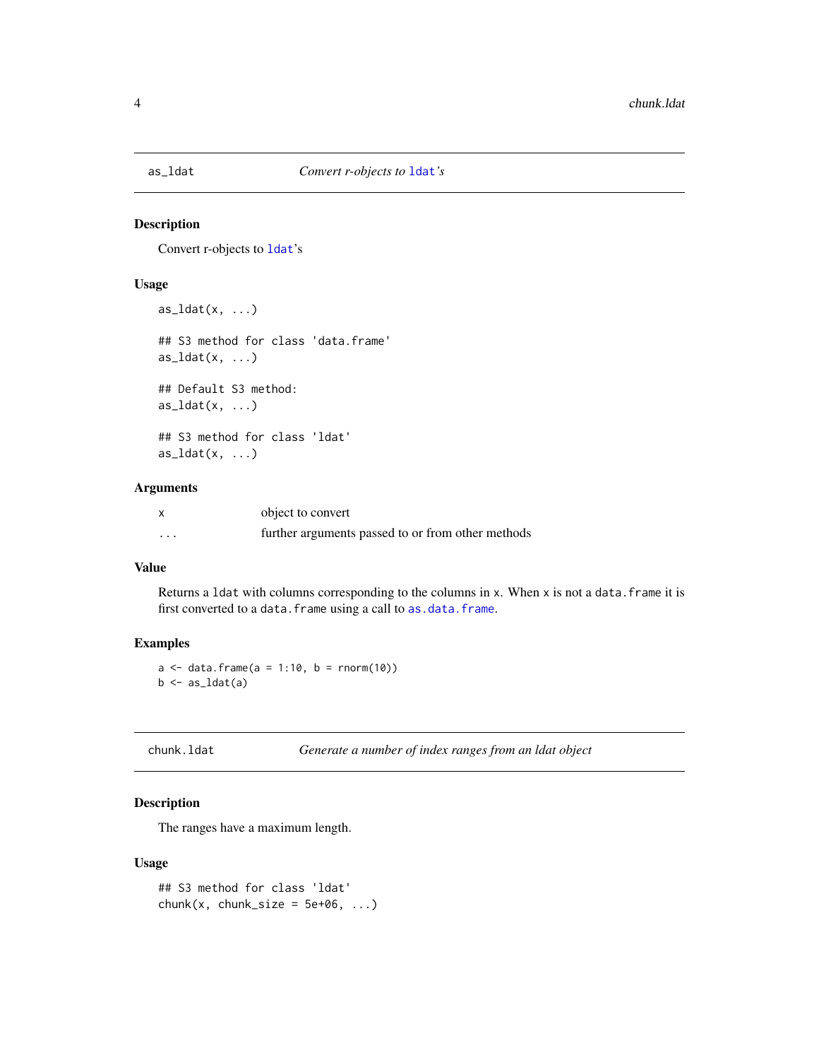## as_ldat — *Convert r-objects to `ldat`'s*

### Description

Convert r-objects to `ldat`'s

### Usage

```
as_ldat(x, ...)

## S3 method for class 'data.frame'
as_ldat(x, ...)

## Default S3 method:
as_ldat(x, ...)

## S3 method for class 'ldat'
as_ldat(x, ...)
```

### Arguments

| | |
|---|---|
| `x` | object to convert |
| `...` | further arguments passed to or from other methods |

### Value

Returns a `ldat` with columns corresponding to the columns in `x`. When `x` is not a `data.frame` it is first converted to a `data.frame` using a call to `as.data.frame`.

### Examples

```
a <- data.frame(a = 1:10, b = rnorm(10))
b <- as_ldat(a)
```

## chunk.ldat — *Generate a number of index ranges from an ldat object*

### Description

The ranges have a maximum length.

### Usage

```
## S3 method for class 'ldat'
chunk(x, chunk_size = 5e+06, ...)
```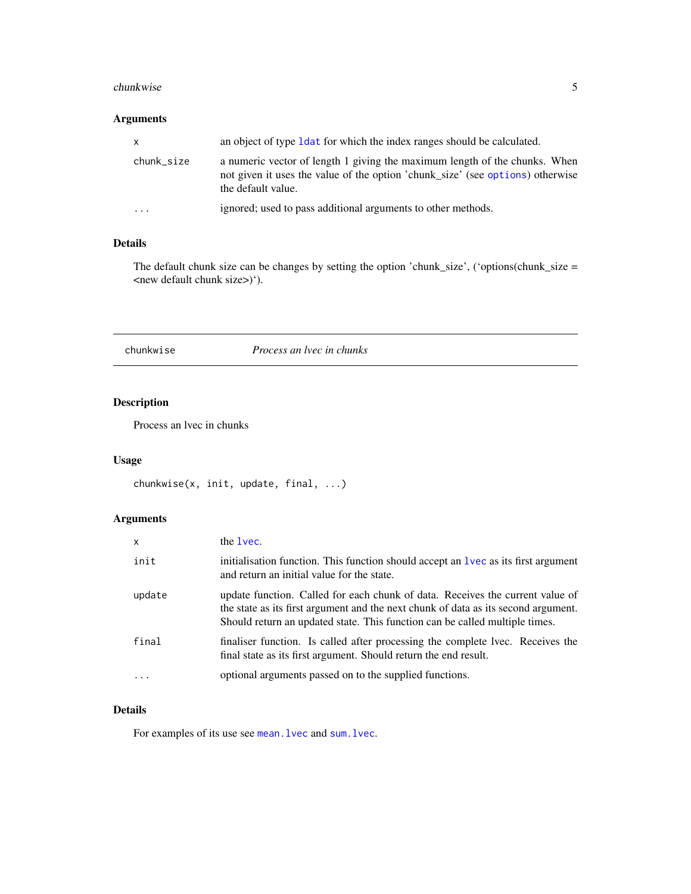### Arguments

| | |
|---|---|
| `x` | an object of type `ldat` for which the index ranges should be calculated. |
| `chunk_size` | a numeric vector of length 1 giving the maximum length of the chunks. When not given it uses the value of the option 'chunk_size' (see `options`) otherwise the default value. |
| `...` | ignored; used to pass additional arguments to other methods. |

### Details

The default chunk size can be changes by setting the option 'chunk_size', ('options(chunk_size = <new default chunk size>)').

---

## chunkwise &nbsp;&nbsp;&nbsp;&nbsp; *Process an lvec in chunks*

---

### Description

Process an lvec in chunks

### Usage

```
chunkwise(x, init, update, final, ...)
```

### Arguments

| | |
|---|---|
| `x` | the `lvec`. |
| `init` | initialisation function. This function should accept an `lvec` as its first argument and return an initial value for the state. |
| `update` | update function. Called for each chunk of data. Receives the current value of the state as its first argument and the next chunk of data as its second argument. Should return an updated state. This function can be called multiple times. |
| `final` | finaliser function. Is called after processing the complete lvec. Receives the final state as its first argument. Should return the end result. |
| `...` | optional arguments passed on to the supplied functions. |

### Details

For examples of its use see `mean.lvec` and `sum.lvec`.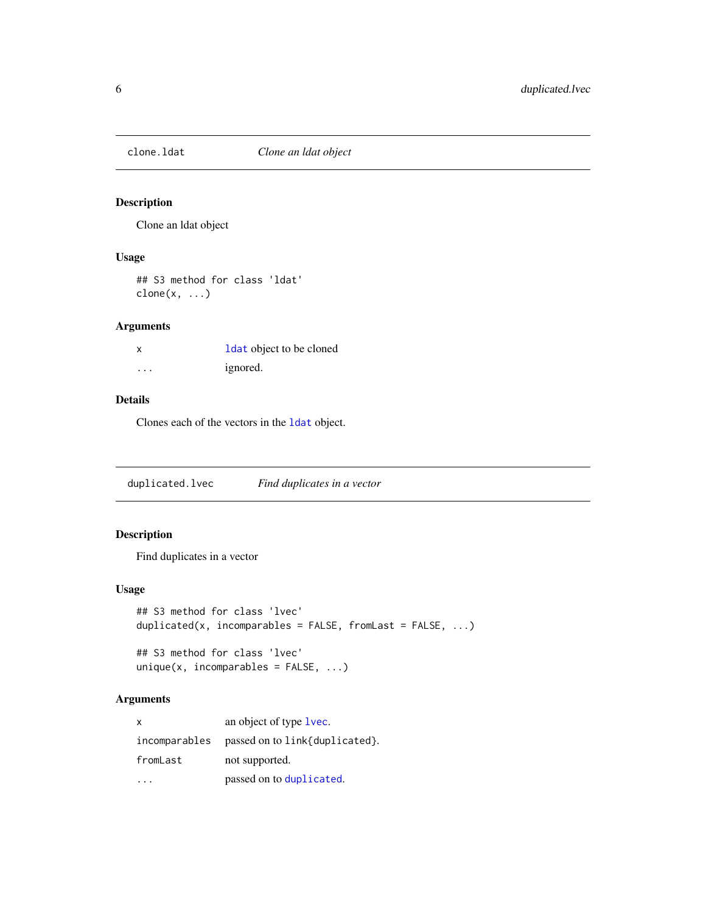## clone.ldat — *Clone an ldat object*

### Description

Clone an ldat object

### Usage

```
## S3 method for class 'ldat'
clone(x, ...)
```

### Arguments

| | |
|---|---|
| `x` | `ldat` object to be cloned |
| `...` | ignored. |

### Details

Clones each of the vectors in the `ldat` object.

## duplicated.lvec — *Find duplicates in a vector*

### Description

Find duplicates in a vector

### Usage

```
## S3 method for class 'lvec'
duplicated(x, incomparables = FALSE, fromLast = FALSE, ...)

## S3 method for class 'lvec'
unique(x, incomparables = FALSE, ...)
```

### Arguments

| | |
|---|---|
| `x` | an object of type `lvec`. |
| `incomparables` | passed on to `link{duplicated}`. |
| `fromLast` | not supported. |
| `...` | passed on to `duplicated`. |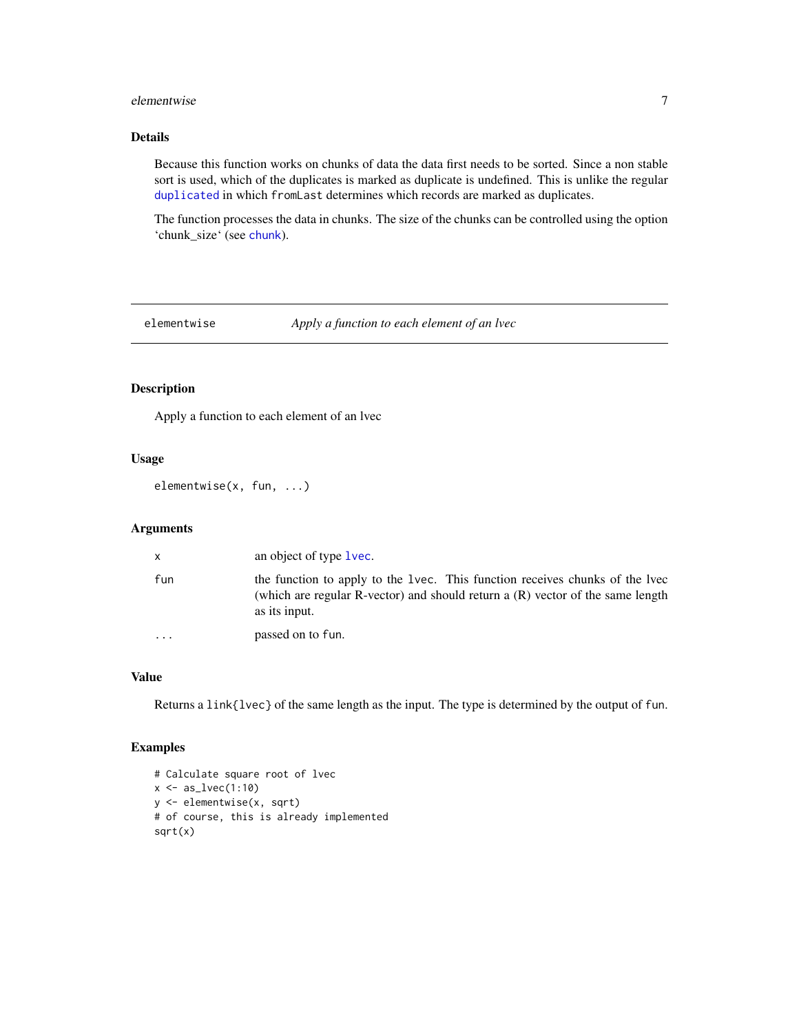## Details

Because this function works on chunks of data the data first needs to be sorted. Since a non stable sort is used, which of the duplicates is marked as duplicate is undefined. This is unlike the regular `duplicated` in which `fromLast` determines which records are marked as duplicates.

The function processes the data in chunks. The size of the chunks can be controlled using the option 'chunk_size' (see `chunk`).

---

# elementwise — *Apply a function to each element of an lvec*

## Description

Apply a function to each element of an lvec

## Usage

```
elementwise(x, fun, ...)
```

## Arguments

| | |
|---|---|
| `x` | an object of type `lvec`. |
| `fun` | the function to apply to the `lvec`. This function receives chunks of the lvec (which are regular R-vector) and should return a (R) vector of the same length as its input. |
| `...` | passed on to `fun`. |

## Value

Returns a `link{lvec}` of the same length as the input. The type is determined by the output of `fun`.

## Examples

```
# Calculate square root of lvec
x <- as_lvec(1:10)
y <- elementwise(x, sqrt)
# of course, this is already implemented
sqrt(x)
```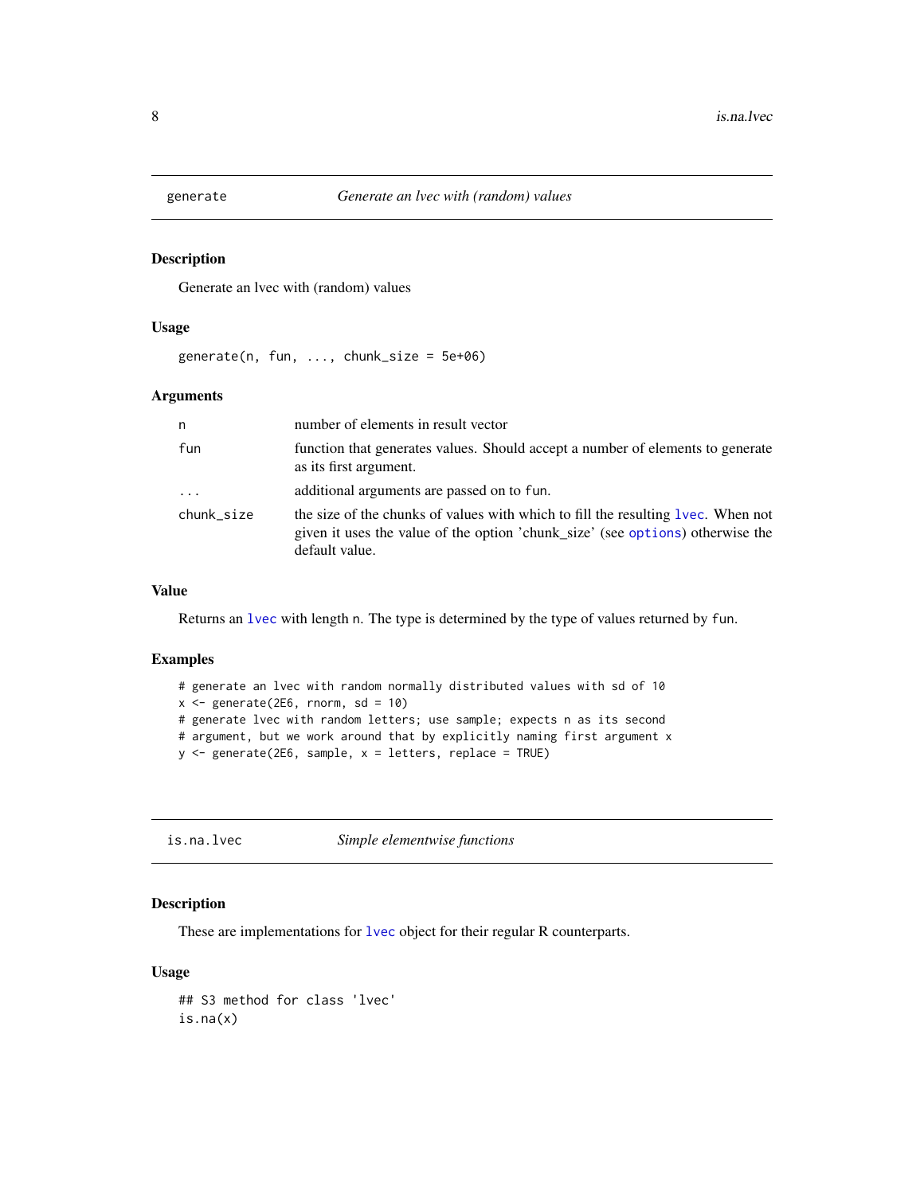## generate — *Generate an lvec with (random) values*

### Description

Generate an lvec with (random) values

### Usage

```
generate(n, fun, ..., chunk_size = 5e+06)
```

### Arguments

| | |
|---|---|
| `n` | number of elements in result vector |
| `fun` | function that generates values. Should accept a number of elements to generate as its first argument. |
| `...` | additional arguments are passed on to `fun`. |
| `chunk_size` | the size of the chunks of values with which to fill the resulting `lvec`. When not given it uses the value of the option 'chunk_size' (see `options`) otherwise the default value. |

### Value

Returns an `lvec` with length `n`. The type is determined by the type of values returned by `fun`.

### Examples

```
# generate an lvec with random normally distributed values with sd of 10
x <- generate(2E6, rnorm, sd = 10)
# generate lvec with random letters; use sample; expects n as its second
# argument, but we work around that by explicitly naming first argument x
y <- generate(2E6, sample, x = letters, replace = TRUE)
```

## is.na.lvec — *Simple elementwise functions*

### Description

These are implementations for `lvec` object for their regular R counterparts.

### Usage

```
## S3 method for class 'lvec'
is.na(x)
```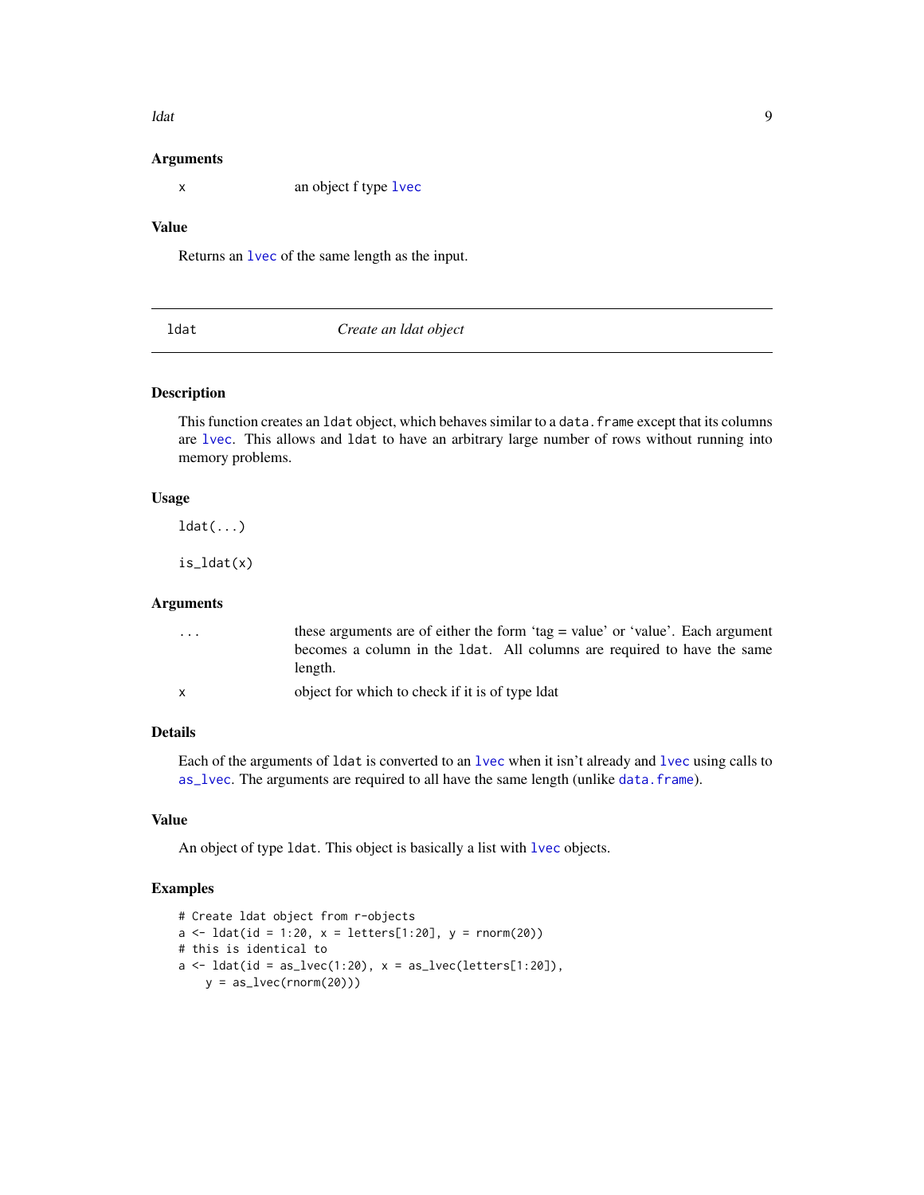### Arguments

x — an object f type lvec

### Value

Returns an lvec of the same length as the input.

---

## ldat — *Create an ldat object*

### Description

This function creates an `ldat` object, which behaves similar to a `data.frame` except that its columns are lvec. This allows and `ldat` to have an arbitrary large number of rows without running into memory problems.

### Usage

```
ldat(...)

is_ldat(x)
```

### Arguments

... — these arguments are of either the form 'tag = value' or 'value'. Each argument becomes a column in the `ldat`. All columns are required to have the same length.

x — object for which to check if it is of type ldat

### Details

Each of the arguments of `ldat` is converted to an lvec when it isn't already and lvec using calls to as_lvec. The arguments are required to all have the same length (unlike data.frame).

### Value

An object of type `ldat`. This object is basically a list with lvec objects.

### Examples

```
# Create ldat object from r-objects
a <- ldat(id = 1:20, x = letters[1:20], y = rnorm(20))
# this is identical to
a <- ldat(id = as_lvec(1:20), x = as_lvec(letters[1:20]),
    y = as_lvec(rnorm(20)))
```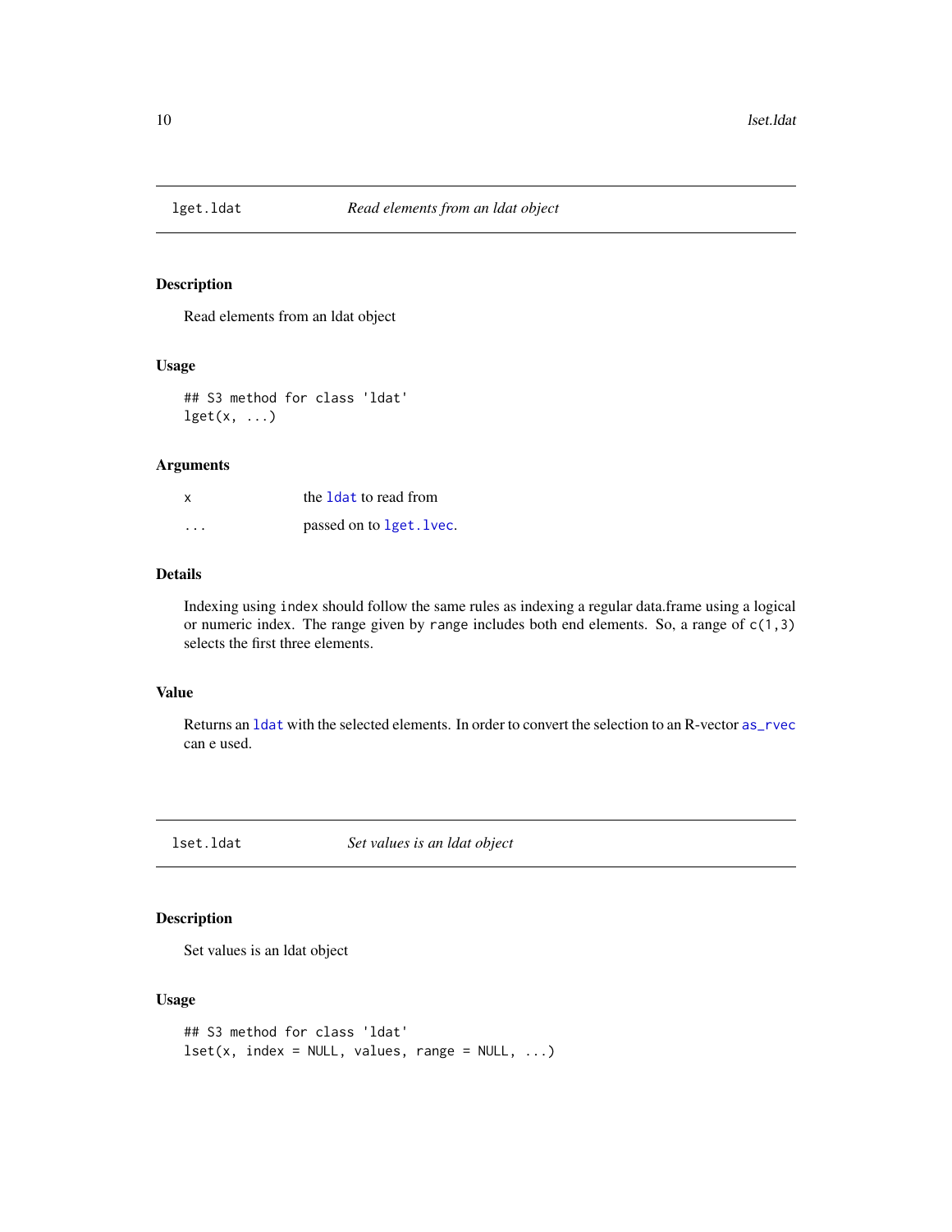## lget.ldat — *Read elements from an ldat object*

### Description

Read elements from an ldat object

### Usage

```
## S3 method for class 'ldat'
lget(x, ...)
```

### Arguments

| | |
|---|---|
| x | the `ldat` to read from |
| ... | passed on to `lget.lvec`. |

### Details

Indexing using `index` should follow the same rules as indexing a regular data.frame using a logical or numeric index. The range given by `range` includes both end elements. So, a range of `c(1,3)` selects the first three elements.

### Value

Returns an `ldat` with the selected elements. In order to convert the selection to an R-vector `as_rvec` can e used.

## lset.ldat — *Set values is an ldat object*

### Description

Set values is an ldat object

### Usage

```
## S3 method for class 'ldat'
lset(x, index = NULL, values, range = NULL, ...)
```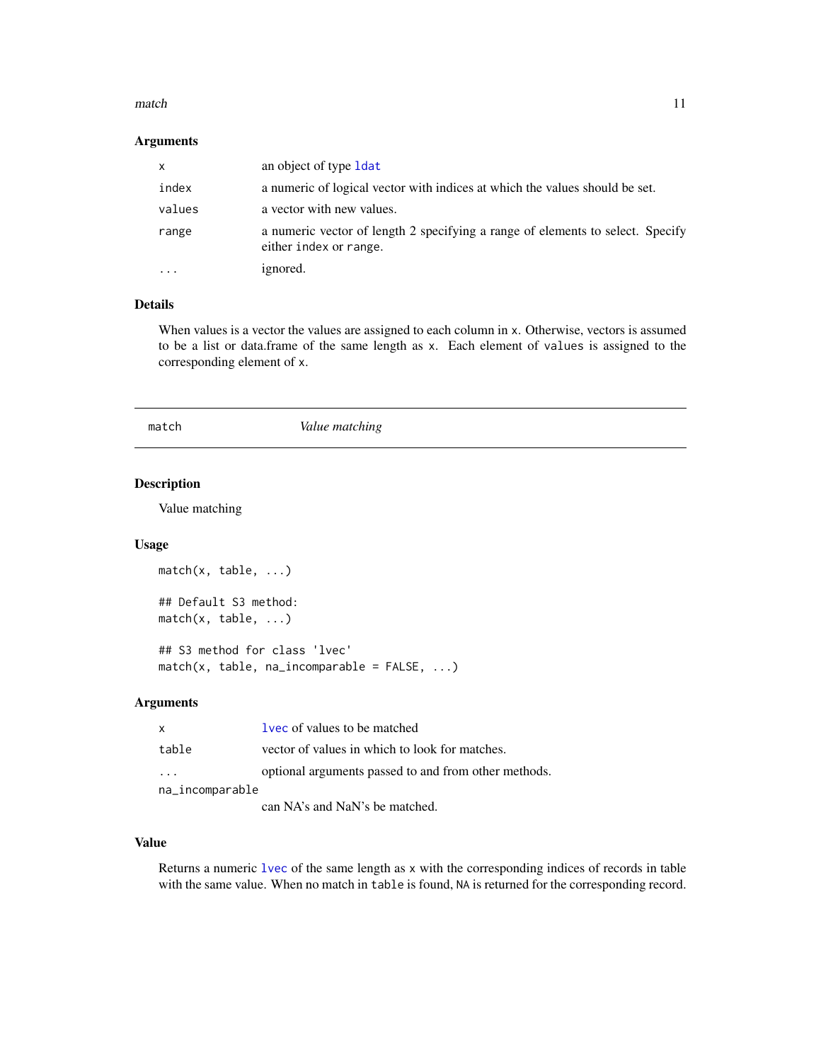### Arguments

| | |
|---|---|
| `x` | an object of type `ldat` |
| `index` | a numeric of logical vector with indices at which the values should be set. |
| `values` | a vector with new values. |
| `range` | a numeric vector of length 2 specifying a range of elements to select. Specify either `index` or `range`. |
| `...` | ignored. |

### Details

When values is a vector the values are assigned to each column in `x`. Otherwise, vectors is assumed to be a list or data.frame of the same length as `x`. Each element of `values` is assigned to the corresponding element of `x`.

---

## match — *Value matching*

---

### Description

Value matching

### Usage

```
match(x, table, ...)

## Default S3 method:
match(x, table, ...)

## S3 method for class 'lvec'
match(x, table, na_incomparable = FALSE, ...)
```

### Arguments

| | |
|---|---|
| `x` | `lvec` of values to be matched |
| `table` | vector of values in which to look for matches. |
| `...` | optional arguments passed to and from other methods. |
| `na_incomparable` | can NA's and NaN's be matched. |

### Value

Returns a numeric `lvec` of the same length as `x` with the corresponding indices of records in table with the same value. When no match in `table` is found, `NA` is returned for the corresponding record.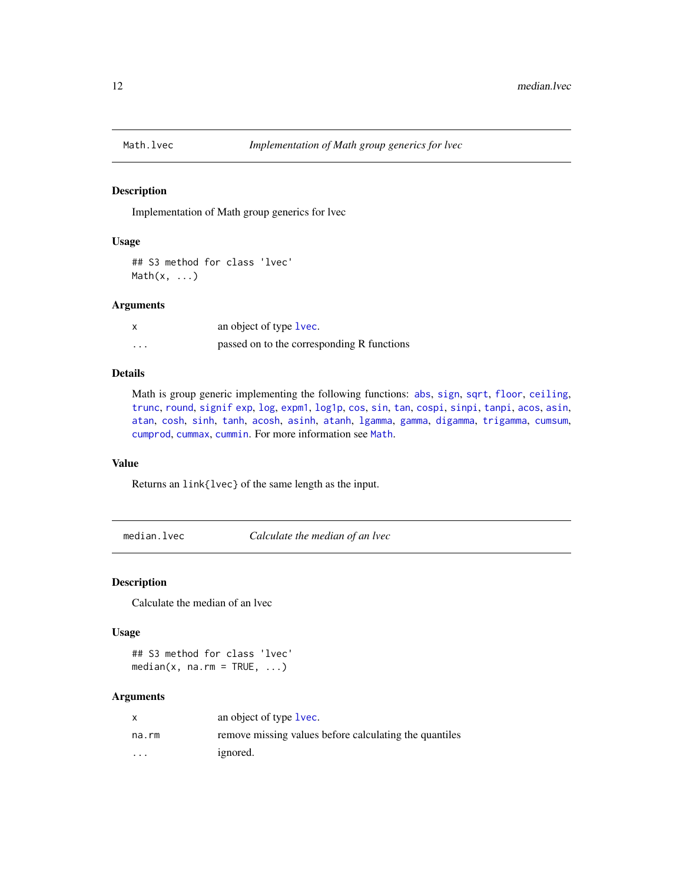## Math.lvec — *Implementation of Math group generics for lvec*

### Description

Implementation of Math group generics for lvec

### Usage

```
## S3 method for class 'lvec'
Math(x, ...)
```

### Arguments

| | |
|---|---|
| x | an object of type lvec. |
| ... | passed on to the corresponding R functions |

### Details

Math is group generic implementing the following functions: abs, sign, sqrt, floor, ceiling, trunc, round, signif exp, log, expm1, log1p, cos, sin, tan, cospi, sinpi, tanpi, acos, asin, atan, cosh, sinh, tanh, acosh, asinh, atanh, lgamma, gamma, digamma, trigamma, cumsum, cumprod, cummax, cummin. For more information see Math.

### Value

Returns an link{lvec} of the same length as the input.

## median.lvec — *Calculate the median of an lvec*

### Description

Calculate the median of an lvec

### Usage

```
## S3 method for class 'lvec'
median(x, na.rm = TRUE, ...)
```

### Arguments

| | |
|---|---|
| x | an object of type lvec. |
| na.rm | remove missing values before calculating the quantiles |
| ... | ignored. |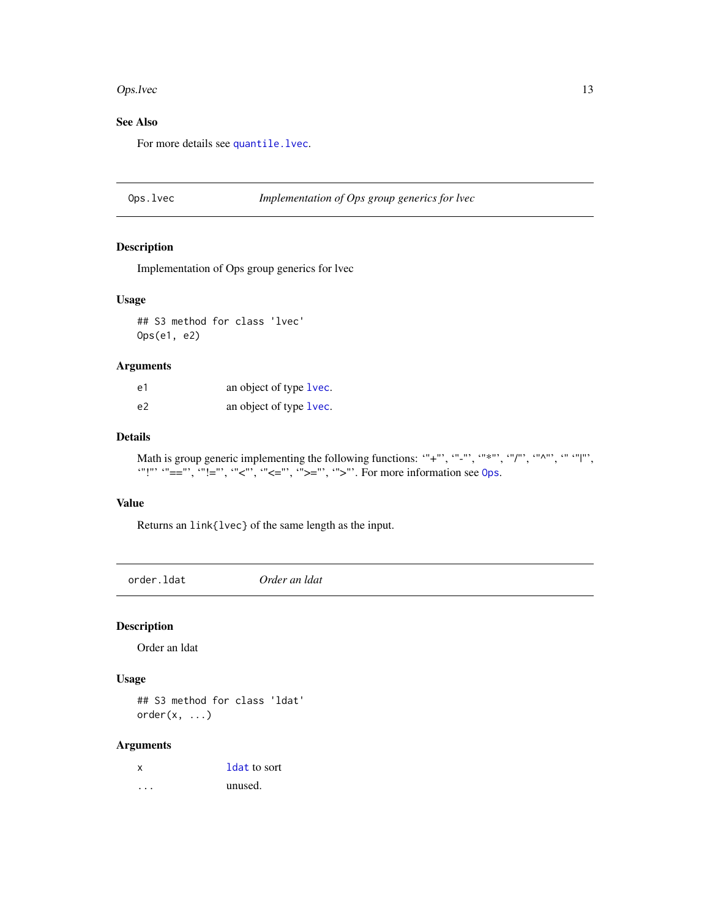### See Also

For more details see `quantile.lvec`.

---

## Ops.lvec — *Implementation of Ops group generics for lvec*

### Description

Implementation of Ops group generics for lvec

### Usage

```
## S3 method for class 'lvec'
Ops(e1, e2)
```

### Arguments

| | |
|---|---|
| e1 | an object of type `lvec`. |
| e2 | an object of type `lvec`. |

### Details

Math is group generic implementing the following functions: ‘"+"’, ‘"-"’, ‘"*"’, ‘"/"’, ‘"^"’, ‘" ‘"|"’, ‘"!"’ ‘"=="’, ‘"!="’, ‘"<"’, ‘"<="’, ‘">="’, ‘">"’. For more information see `Ops`.

### Value

Returns an `link{lvec}` of the same length as the input.

---

## order.ldat — *Order an ldat*

### Description

Order an ldat

### Usage

```
## S3 method for class 'ldat'
order(x, ...)
```

### Arguments

| | |
|---|---|
| x | `ldat` to sort |
| ... | unused. |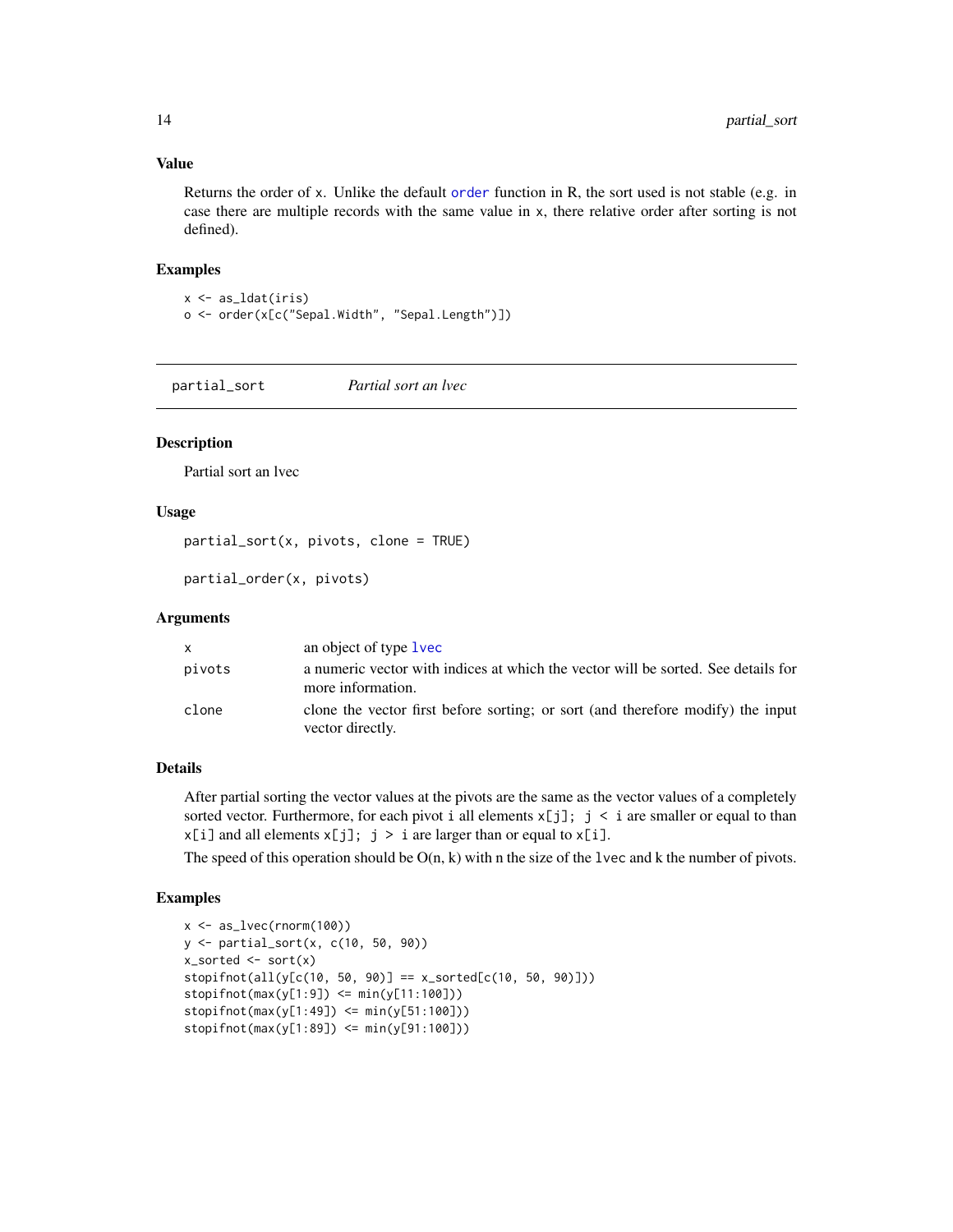### Value

Returns the order of x. Unlike the default order function in R, the sort used is not stable (e.g. in case there are multiple records with the same value in x, there relative order after sorting is not defined).

### Examples

```
x <- as_ldat(iris)
o <- order(x[c("Sepal.Width", "Sepal.Length")])
```

---

## partial_sort — *Partial sort an lvec*

### Description

Partial sort an lvec

### Usage

```
partial_sort(x, pivots, clone = TRUE)

partial_order(x, pivots)
```

### Arguments

| | |
|---|---|
| x | an object of type lvec |
| pivots | a numeric vector with indices at which the vector will be sorted. See details for more information. |
| clone | clone the vector first before sorting; or sort (and therefore modify) the input vector directly. |

### Details

After partial sorting the vector values at the pivots are the same as the vector values of a completely sorted vector. Furthermore, for each pivot i all elements `x[j]; j < i` are smaller or equal to than `x[i]` and all elements `x[j]; j > i` are larger than or equal to `x[i]`.

The speed of this operation should be O(n, k) with n the size of the `lvec` and k the number of pivots.

### Examples

```
x <- as_lvec(rnorm(100))
y <- partial_sort(x, c(10, 50, 90))
x_sorted <- sort(x)
stopifnot(all(y[c(10, 50, 90)] == x_sorted[c(10, 50, 90)]))
stopifnot(max(y[1:9]) <= min(y[11:100]))
stopifnot(max(y[1:49]) <= min(y[51:100]))
stopifnot(max(y[1:89]) <= min(y[91:100]))
```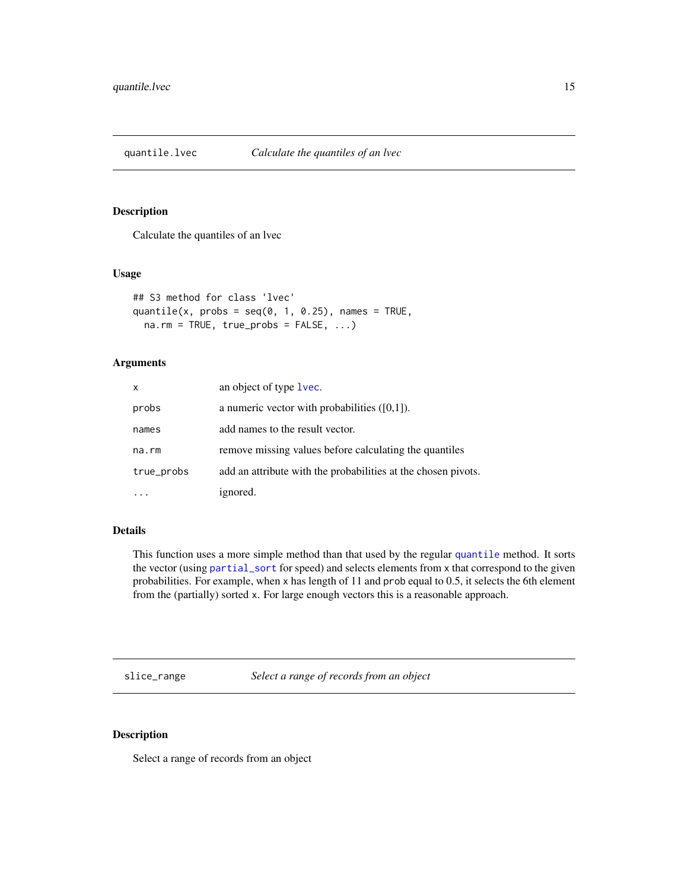## quantile.lvec — *Calculate the quantiles of an lvec*

### Description

Calculate the quantiles of an lvec

### Usage

```
## S3 method for class 'lvec'
quantile(x, probs = seq(0, 1, 0.25), names = TRUE,
  na.rm = TRUE, true_probs = FALSE, ...)
```

### Arguments

| | |
|---|---|
| `x` | an object of type `lvec`. |
| `probs` | a numeric vector with probabilities ([0,1]). |
| `names` | add names to the result vector. |
| `na.rm` | remove missing values before calculating the quantiles |
| `true_probs` | add an attribute with the probabilities at the chosen pivots. |
| `...` | ignored. |

### Details

This function uses a more simple method than that used by the regular `quantile` method. It sorts the vector (using `partial_sort` for speed) and selects elements from `x` that correspond to the given probabilities. For example, when `x` has length of 11 and `prob` equal to 0.5, it selects the 6th element from the (partially) sorted `x`. For large enough vectors this is a reasonable approach.

## slice_range — *Select a range of records from an object*

### Description

Select a range of records from an object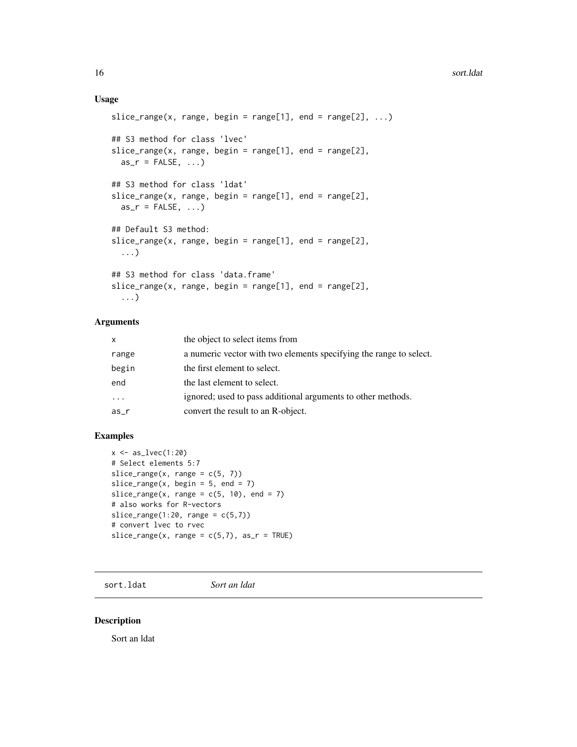### Usage

```
slice_range(x, range, begin = range[1], end = range[2], ...)

## S3 method for class 'lvec'
slice_range(x, range, begin = range[1], end = range[2],
  as_r = FALSE, ...)

## S3 method for class 'ldat'
slice_range(x, range, begin = range[1], end = range[2],
  as_r = FALSE, ...)

## Default S3 method:
slice_range(x, range, begin = range[1], end = range[2],
  ...)

## S3 method for class 'data.frame'
slice_range(x, range, begin = range[1], end = range[2],
  ...)
```

### Arguments

| | |
|---|---|
| `x` | the object to select items from |
| `range` | a numeric vector with two elements specifying the range to select. |
| `begin` | the first element to select. |
| `end` | the last element to select. |
| `...` | ignored; used to pass additional arguments to other methods. |
| `as_r` | convert the result to an R-object. |

### Examples

```
x <- as_lvec(1:20)
# Select elements 5:7
slice_range(x, range = c(5, 7))
slice_range(x, begin = 5, end = 7)
slice_range(x, range = c(5, 10), end = 7)
# also works for R-vectors
slice_range(1:20, range = c(5,7))
# convert lvec to rvec
slice_range(x, range = c(5,7), as_r = TRUE)
```

---

## sort.ldat *Sort an ldat*

### Description

Sort an ldat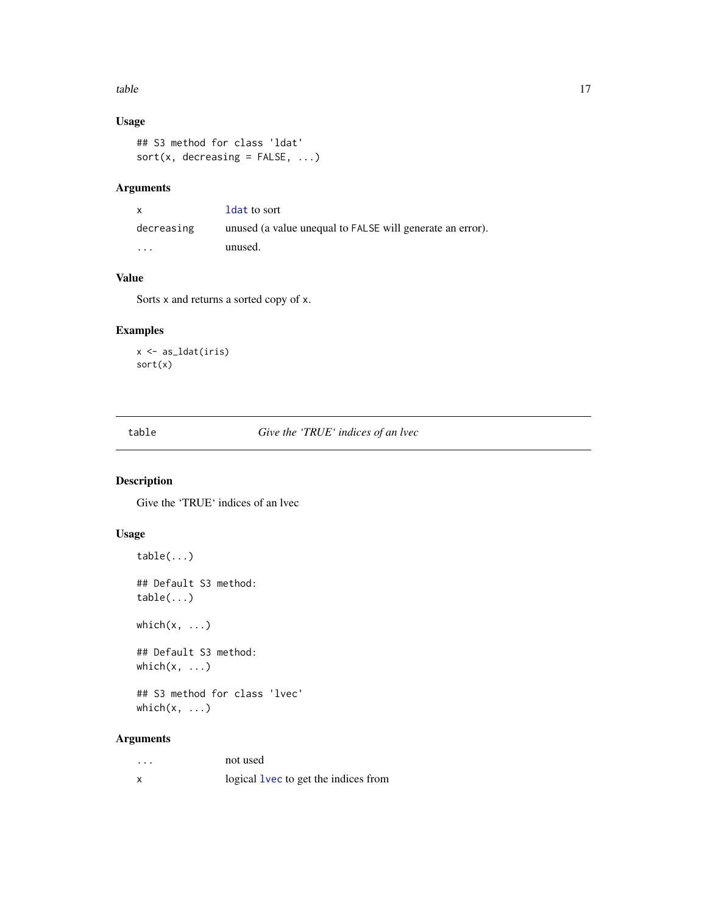## Usage

```
## S3 method for class 'ldat'
sort(x, decreasing = FALSE, ...)
```

## Arguments

| | |
|---|---|
| x | ldat to sort |
| decreasing | unused (a value unequal to FALSE will generate an error). |
| ... | unused. |

## Value

Sorts x and returns a sorted copy of x.

## Examples

```
x <- as_ldat(iris)
sort(x)
```

---

# table — *Give the ‘TRUE‘ indices of an lvec*

## Description

Give the ‘TRUE‘ indices of an lvec

## Usage

```
table(...)

## Default S3 method:
table(...)

which(x, ...)

## Default S3 method:
which(x, ...)

## S3 method for class 'lvec'
which(x, ...)
```

## Arguments

| | |
|---|---|
| ... | not used |
| x | logical lvec to get the indices from |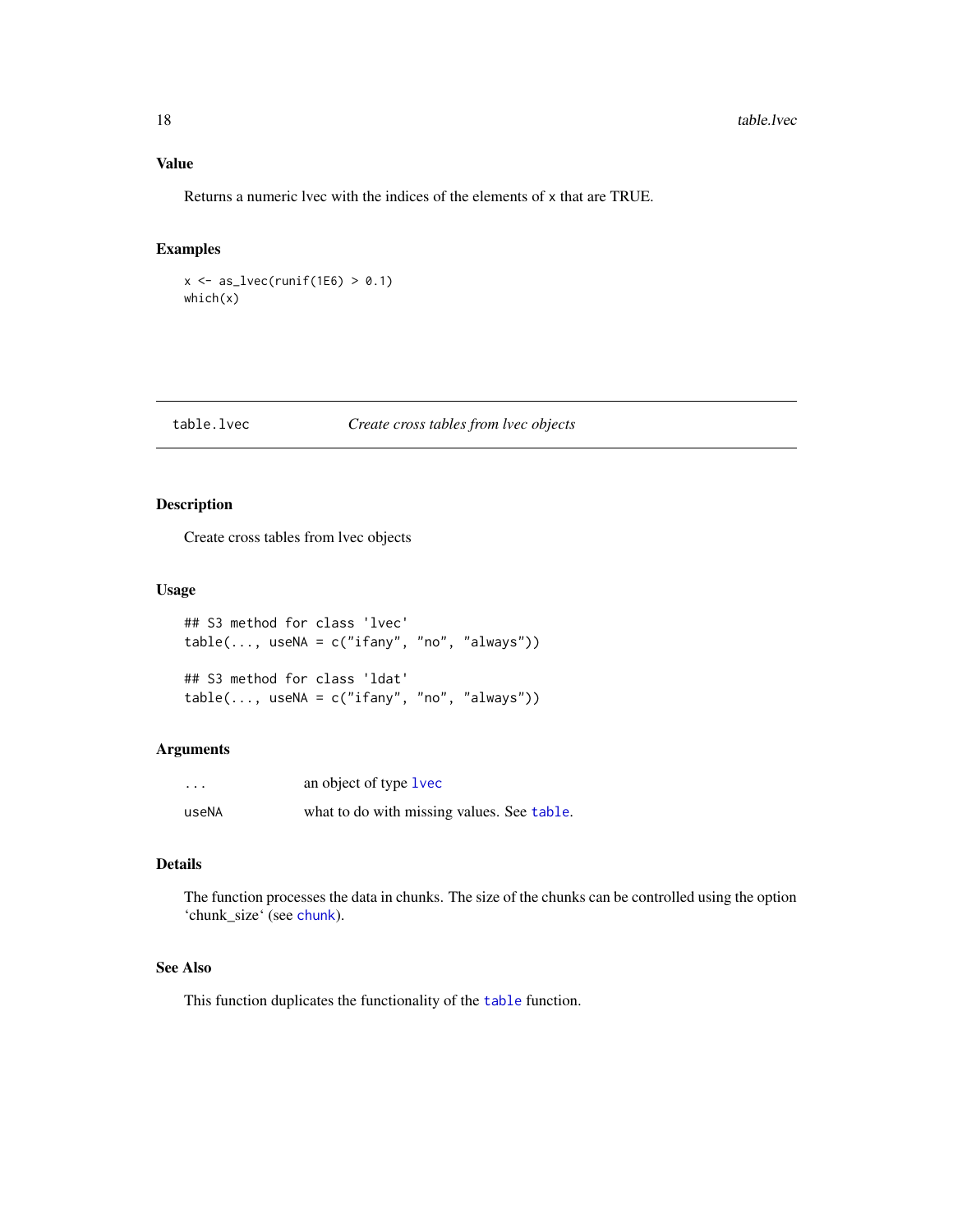### Value

Returns a numeric lvec with the indices of the elements of x that are TRUE.

### Examples

```
x <- as_lvec(runif(1E6) > 0.1)
which(x)
```

## table.lvec *Create cross tables from lvec objects*

### Description

Create cross tables from lvec objects

### Usage

```
## S3 method for class 'lvec'
table(..., useNA = c("ifany", "no", "always"))

## S3 method for class 'ldat'
table(..., useNA = c("ifany", "no", "always"))
```

### Arguments

| | |
|---|---|
| ... | an object of type lvec |
| useNA | what to do with missing values. See table. |

### Details

The function processes the data in chunks. The size of the chunks can be controlled using the option 'chunk_size' (see chunk).

### See Also

This function duplicates the functionality of the table function.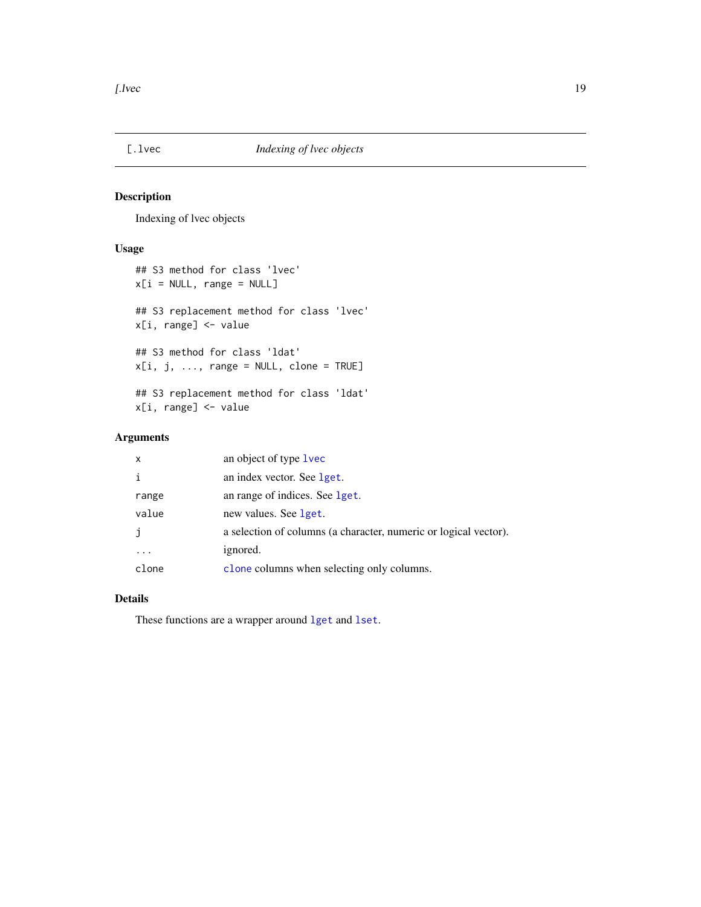# [.lvec — *Indexing of lvec objects*

## Description

Indexing of lvec objects

## Usage

```
## S3 method for class 'lvec'
x[i = NULL, range = NULL]

## S3 replacement method for class 'lvec'
x[i, range] <- value

## S3 method for class 'ldat'
x[i, j, ..., range = NULL, clone = TRUE]

## S3 replacement method for class 'ldat'
x[i, range] <- value
```

## Arguments

| | |
|---|---|
| `x` | an object of type `lvec` |
| `i` | an index vector. See `lget`. |
| `range` | an range of indices. See `lget`. |
| `value` | new values. See `lget`. |
| `j` | a selection of columns (a character, numeric or logical vector). |
| `...` | ignored. |
| `clone` | `clone` columns when selecting only columns. |

## Details

These functions are a wrapper around `lget` and `lset`.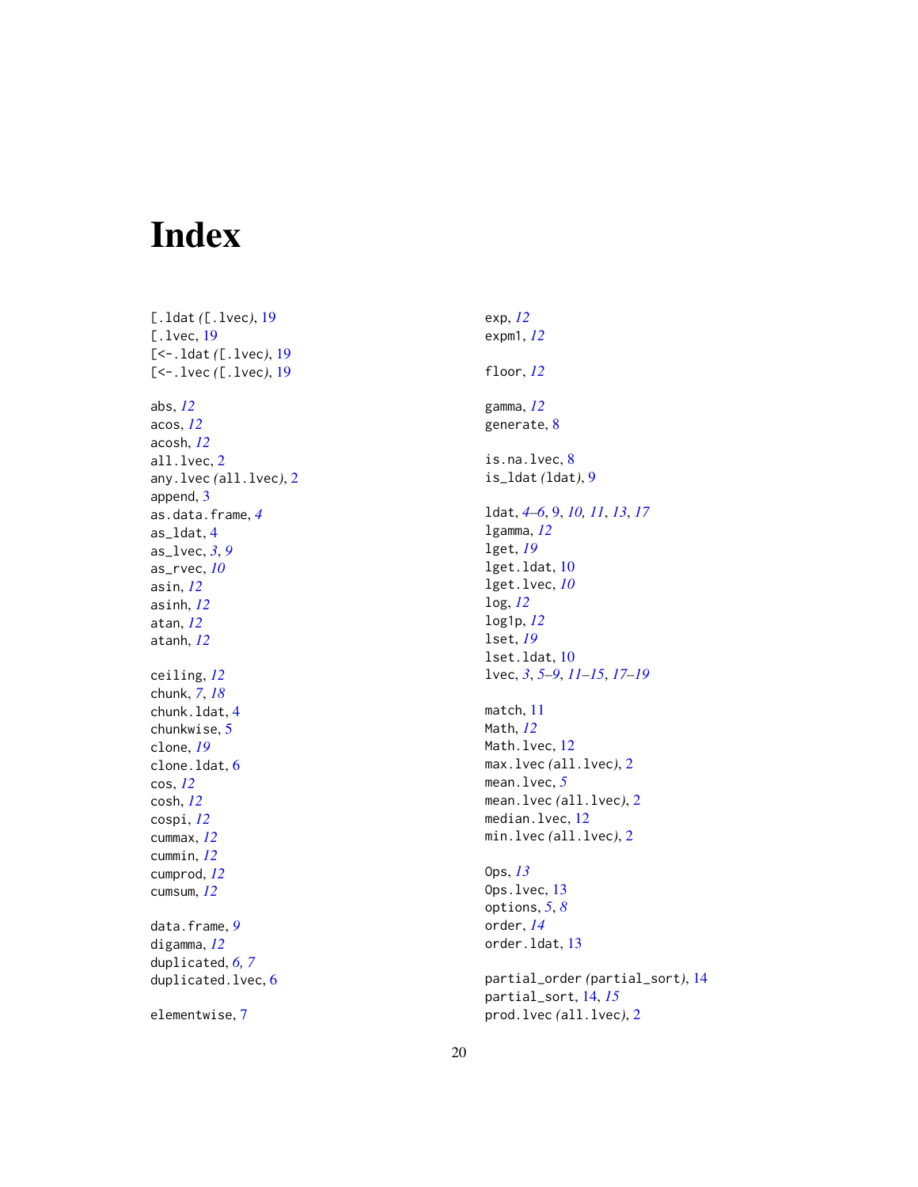# Index

[.ldat ([.lvec), 19
[.lvec, 19
[<-.ldat ([.lvec), 19
[<-.lvec ([.lvec), 19

abs, *12*
acos, *12*
acosh, *12*
all.lvec, 2
any.lvec (all.lvec), 2
append, 3
as.data.frame, *4*
as_ldat, 4
as_lvec, *3*, *9*
as_rvec, *10*
asin, *12*
asinh, *12*
atan, *12*
atanh, *12*

ceiling, *12*
chunk, *7*, *18*
chunk.ldat, 4
chunkwise, 5
clone, *19*
clone.ldat, 6
cos, *12*
cosh, *12*
cospi, *12*
cummax, *12*
cummin, *12*
cumprod, *12*
cumsum, *12*

data.frame, *9*
digamma, *12*
duplicated, *6, 7*
duplicated.lvec, 6

elementwise, 7

exp, *12*
expm1, *12*

floor, *12*

gamma, *12*
generate, 8

is.na.lvec, 8
is_ldat (ldat), 9

ldat, *4–6*, 9, *10, 11*, *13*, *17*
lgamma, *12*
lget, *19*
lget.ldat, 10
lget.lvec, *10*
log, *12*
log1p, *12*
lset, *19*
lset.ldat, 10
lvec, *3*, *5–9*, *11–15*, *17–19*

match, 11
Math, *12*
Math.lvec, 12
max.lvec (all.lvec), 2
mean.lvec, *5*
mean.lvec (all.lvec), 2
median.lvec, 12
min.lvec (all.lvec), 2

Ops, *13*
Ops.lvec, 13
options, *5*, *8*
order, *14*
order.ldat, 13

partial_order (partial_sort), 14
partial_sort, 14, *15*
prod.lvec (all.lvec), 2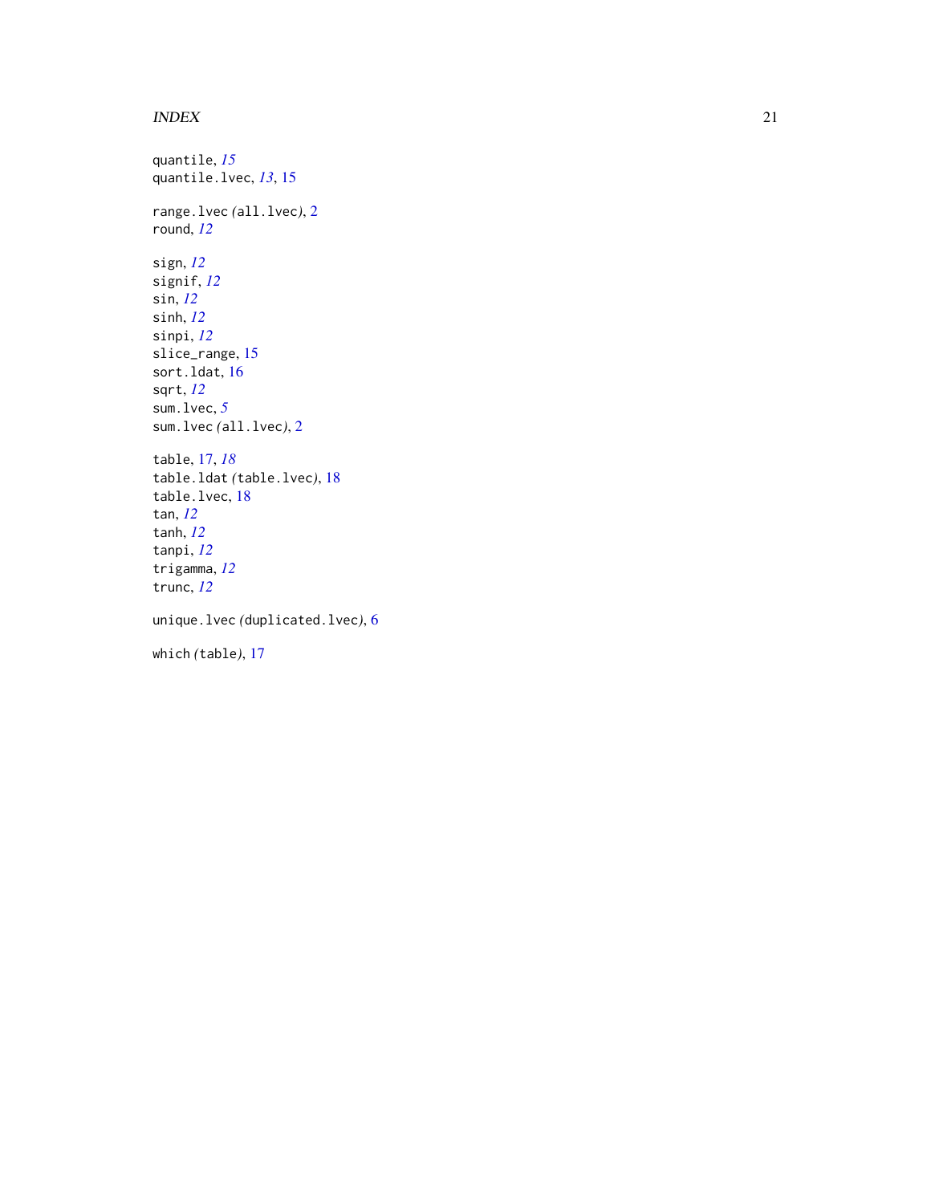quantile, *15*
quantile.lvec, *13*, 15

range.lvec *(*all.lvec*)*, 2
round, *12*

sign, *12*
signif, *12*
sin, *12*
sinh, *12*
sinpi, *12*
slice_range, 15
sort.ldat, 16
sqrt, *12*
sum.lvec, *5*
sum.lvec *(*all.lvec*)*, 2

table, 17, *18*
table.ldat *(*table.lvec*)*, 18
table.lvec, 18
tan, *12*
tanh, *12*
tanpi, *12*
trigamma, *12*
trunc, *12*

unique.lvec *(*duplicated.lvec*)*, 6

which *(*table*)*, 17